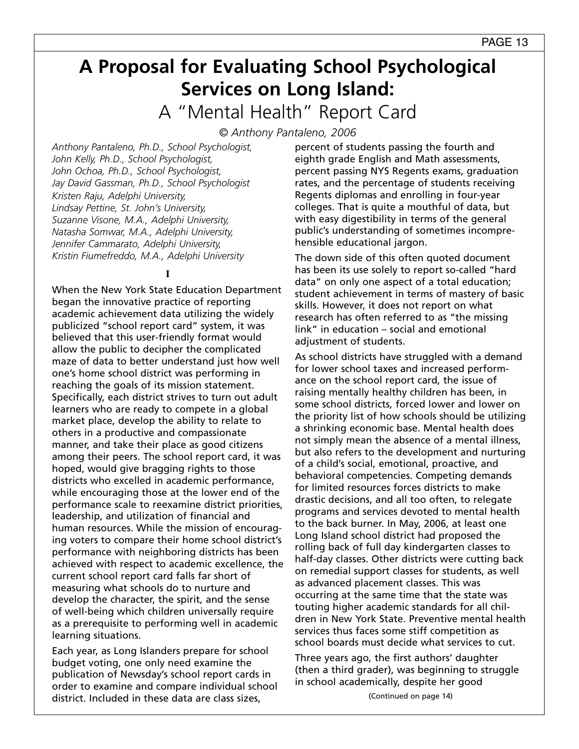# A Proposal for Evaluating School Psychological Services on Long Island:

## A "Mental Health" Report Card

*© Anthony Pantaleno, 2006*

*Anthony Pantaleno, Ph.D., School Psychologist,*
*John Kelly, Ph.D., School Psychologist,*
*John Ochoa, Ph.D., School Psychologist,*
*Jay David Gassman, Ph.D., School Psychologist*
*Kristen Raju, Adelphi University,*
*Lindsay Pettine, St. John's University,*
*Suzanne Visone, M.A., Adelphi University,*
*Natasha Somwar, M.A., Adelphi University,*
*Jennifer Cammarato, Adelphi University,*
*Kristin Fiumefreddo, M.A., Adelphi University*

**I**

When the New York State Education Department began the innovative practice of reporting academic achievement data utilizing the widely publicized "school report card" system, it was believed that this user-friendly format would allow the public to decipher the complicated maze of data to better understand just how well one's home school district was performing in reaching the goals of its mission statement. Specifically, each district strives to turn out adult learners who are ready to compete in a global market place, develop the ability to relate to others in a productive and compassionate manner, and take their place as good citizens among their peers. The school report card, it was hoped, would give bragging rights to those districts who excelled in academic performance, while encouraging those at the lower end of the performance scale to reexamine district priorities, leadership, and utilization of financial and human resources. While the mission of encouraging voters to compare their home school district's performance with neighboring districts has been achieved with respect to academic excellence, the current school report card falls far short of measuring what schools do to nurture and develop the character, the spirit, and the sense of well-being which children universally require as a prerequisite to performing well in academic learning situations.

Each year, as Long Islanders prepare for school budget voting, one only need examine the publication of Newsday's school report cards in order to examine and compare individual school district. Included in these data are class sizes, percent of students passing the fourth and eighth grade English and Math assessments, percent passing NYS Regents exams, graduation rates, and the percentage of students receiving Regents diplomas and enrolling in four-year colleges. That is quite a mouthful of data, but with easy digestibility in terms of the general public's understanding of sometimes incomprehensible educational jargon.

The down side of this often quoted document has been its use solely to report so-called "hard data" on only one aspect of a total education; student achievement in terms of mastery of basic skills. However, it does not report on what research has often referred to as "the missing link" in education – social and emotional adjustment of students.

As school districts have struggled with a demand for lower school taxes and increased performance on the school report card, the issue of raising mentally healthy children has been, in some school districts, forced lower and lower on the priority list of how schools should be utilizing a shrinking economic base. Mental health does not simply mean the absence of a mental illness, but also refers to the development and nurturing of a child's social, emotional, proactive, and behavioral competencies. Competing demands for limited resources forces districts to make drastic decisions, and all too often, to relegate programs and services devoted to mental health to the back burner. In May, 2006, at least one Long Island school district had proposed the rolling back of full day kindergarten classes to half-day classes. Other districts were cutting back on remedial support classes for students, as well as advanced placement classes. This was occurring at the same time that the state was touting higher academic standards for all children in New York State. Preventive mental health services thus faces some stiff competition as school boards must decide what services to cut.

Three years ago, the first authors' daughter (then a third grader), was beginning to struggle in school academically, despite her good

(Continued on page 14)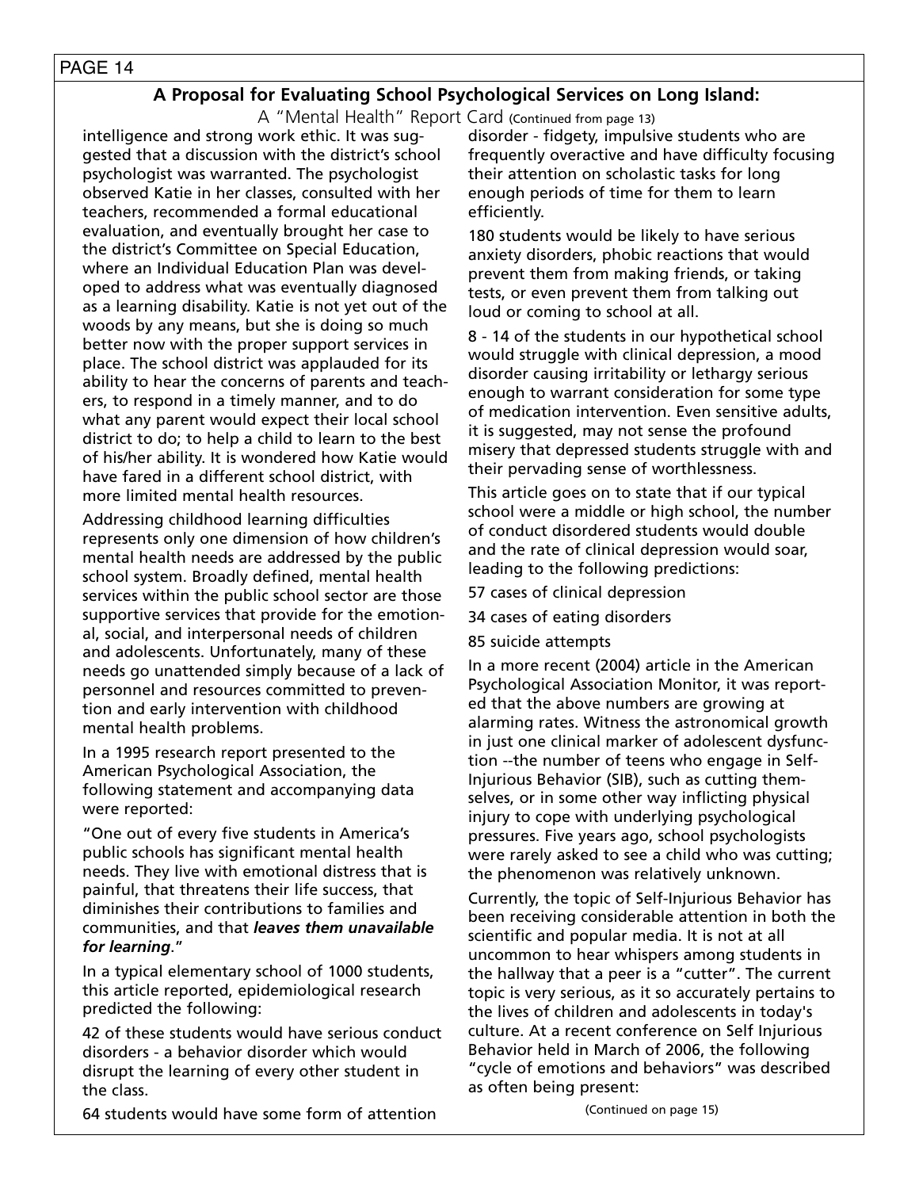## A Proposal for Evaluating School Psychological Services on Long Island:

A "Mental Health" Report Card (Continued from page 13)

intelligence and strong work ethic. It was suggested that a discussion with the district's school psychologist was warranted. The psychologist observed Katie in her classes, consulted with her teachers, recommended a formal educational evaluation, and eventually brought her case to the district's Committee on Special Education, where an Individual Education Plan was developed to address what was eventually diagnosed as a learning disability. Katie is not yet out of the woods by any means, but she is doing so much better now with the proper support services in place. The school district was applauded for its ability to hear the concerns of parents and teachers, to respond in a timely manner, and to do what any parent would expect their local school district to do; to help a child to learn to the best of his/her ability. It is wondered how Katie would have fared in a different school district, with more limited mental health resources.

Addressing childhood learning difficulties represents only one dimension of how children's mental health needs are addressed by the public school system. Broadly defined, mental health services within the public school sector are those supportive services that provide for the emotional, social, and interpersonal needs of children and adolescents. Unfortunately, many of these needs go unattended simply because of a lack of personnel and resources committed to prevention and early intervention with childhood mental health problems.

In a 1995 research report presented to the American Psychological Association, the following statement and accompanying data were reported:

"One out of every five students in America's public schools has significant mental health needs. They live with emotional distress that is painful, that threatens their life success, that diminishes their contributions to families and communities, and that ***leaves them unavailable for learning***."

In a typical elementary school of 1000 students, this article reported, epidemiological research predicted the following:

42 of these students would have serious conduct disorders - a behavior disorder which would disrupt the learning of every other student in the class.

64 students would have some form of attention disorder - fidgety, impulsive students who are frequently overactive and have difficulty focusing their attention on scholastic tasks for long enough periods of time for them to learn efficiently.

180 students would be likely to have serious anxiety disorders, phobic reactions that would prevent them from making friends, or taking tests, or even prevent them from talking out loud or coming to school at all.

8 - 14 of the students in our hypothetical school would struggle with clinical depression, a mood disorder causing irritability or lethargy serious enough to warrant consideration for some type of medication intervention. Even sensitive adults, it is suggested, may not sense the profound misery that depressed students struggle with and their pervading sense of worthlessness.

This article goes on to state that if our typical school were a middle or high school, the number of conduct disordered students would double and the rate of clinical depression would soar, leading to the following predictions:

57 cases of clinical depression

34 cases of eating disorders

85 suicide attempts

In a more recent (2004) article in the American Psychological Association Monitor, it was reported that the above numbers are growing at alarming rates. Witness the astronomical growth in just one clinical marker of adolescent dysfunction --the number of teens who engage in Self-Injurious Behavior (SIB), such as cutting themselves, or in some other way inflicting physical injury to cope with underlying psychological pressures. Five years ago, school psychologists were rarely asked to see a child who was cutting; the phenomenon was relatively unknown.

Currently, the topic of Self-Injurious Behavior has been receiving considerable attention in both the scientific and popular media. It is not at all uncommon to hear whispers among students in the hallway that a peer is a "cutter". The current topic is very serious, as it so accurately pertains to the lives of children and adolescents in today's culture. At a recent conference on Self Injurious Behavior held in March of 2006, the following "cycle of emotions and behaviors" was described as often being present:

(Continued on page 15)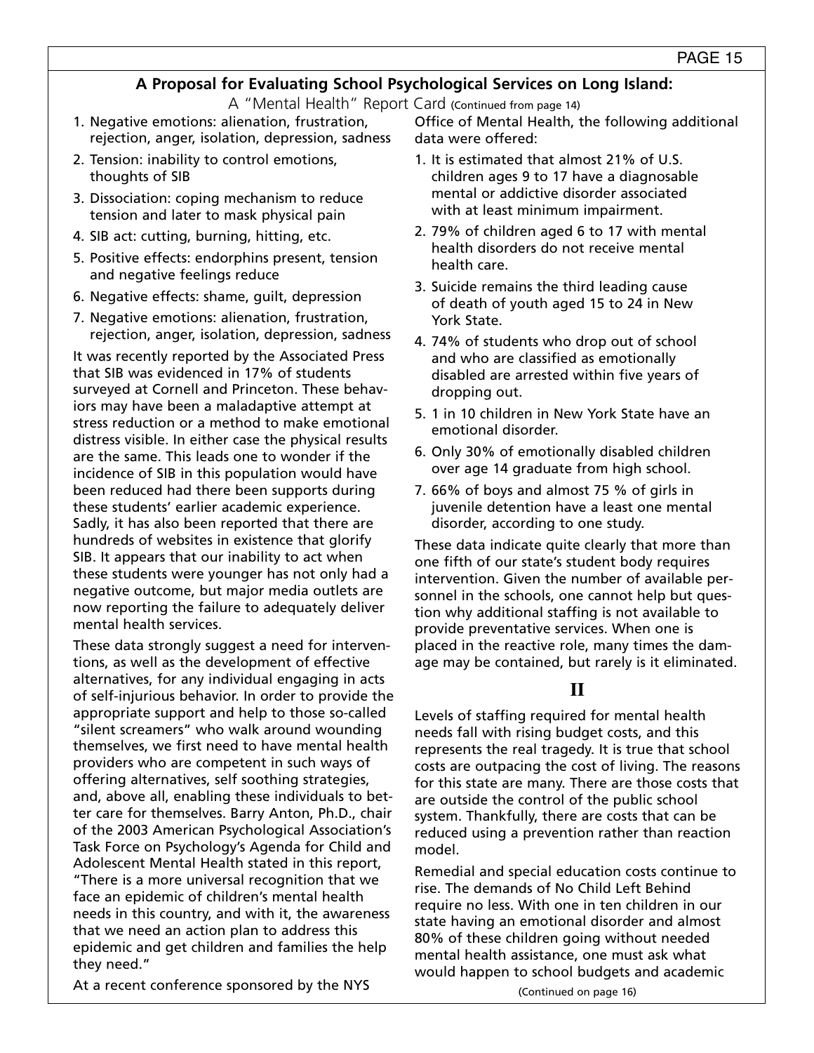## A Proposal for Evaluating School Psychological Services on Long Island:

A "Mental Health" Report Card (Continued from page 14)

1. Negative emotions: alienation, frustration, rejection, anger, isolation, depression, sadness
2. Tension: inability to control emotions, thoughts of SIB
3. Dissociation: coping mechanism to reduce tension and later to mask physical pain
4. SIB act: cutting, burning, hitting, etc.
5. Positive effects: endorphins present, tension and negative feelings reduce
6. Negative effects: shame, guilt, depression
7. Negative emotions: alienation, frustration, rejection, anger, isolation, depression, sadness

It was recently reported by the Associated Press that SIB was evidenced in 17% of students surveyed at Cornell and Princeton. These behaviors may have been a maladaptive attempt at stress reduction or a method to make emotional distress visible. In either case the physical results are the same. This leads one to wonder if the incidence of SIB in this population would have been reduced had there been supports during these students' earlier academic experience. Sadly, it has also been reported that there are hundreds of websites in existence that glorify SIB. It appears that our inability to act when these students were younger has not only had a negative outcome, but major media outlets are now reporting the failure to adequately deliver mental health services.

These data strongly suggest a need for interventions, as well as the development of effective alternatives, for any individual engaging in acts of self-injurious behavior. In order to provide the appropriate support and help to those so-called "silent screamers" who walk around wounding themselves, we first need to have mental health providers who are competent in such ways of offering alternatives, self soothing strategies, and, above all, enabling these individuals to better care for themselves. Barry Anton, Ph.D., chair of the 2003 American Psychological Association's Task Force on Psychology's Agenda for Child and Adolescent Mental Health stated in this report, "There is a more universal recognition that we face an epidemic of children's mental health needs in this country, and with it, the awareness that we need an action plan to address this epidemic and get children and families the help they need."

At a recent conference sponsored by the NYS Office of Mental Health, the following additional data were offered:

1. It is estimated that almost 21% of U.S. children ages 9 to 17 have a diagnosable mental or addictive disorder associated with at least minimum impairment.
2. 79% of children aged 6 to 17 with mental health disorders do not receive mental health care.
3. Suicide remains the third leading cause of death of youth aged 15 to 24 in New York State.
4. 74% of students who drop out of school and who are classified as emotionally disabled are arrested within five years of dropping out.
5. 1 in 10 children in New York State have an emotional disorder.
6. Only 30% of emotionally disabled children over age 14 graduate from high school.
7. 66% of boys and almost 75 % of girls in juvenile detention have a least one mental disorder, according to one study.

These data indicate quite clearly that more than one fifth of our state's student body requires intervention. Given the number of available personnel in the schools, one cannot help but question why additional staffing is not available to provide preventative services. When one is placed in the reactive role, many times the damage may be contained, but rarely is it eliminated.

## II

Levels of staffing required for mental health needs fall with rising budget costs, and this represents the real tragedy. It is true that school costs are outpacing the cost of living. The reasons for this state are many. There are those costs that are outside the control of the public school system. Thankfully, there are costs that can be reduced using a prevention rather than reaction model.

Remedial and special education costs continue to rise. The demands of No Child Left Behind require no less. With one in ten children in our state having an emotional disorder and almost 80% of these children going without needed mental health assistance, one must ask what would happen to school budgets and academic

(Continued on page 16)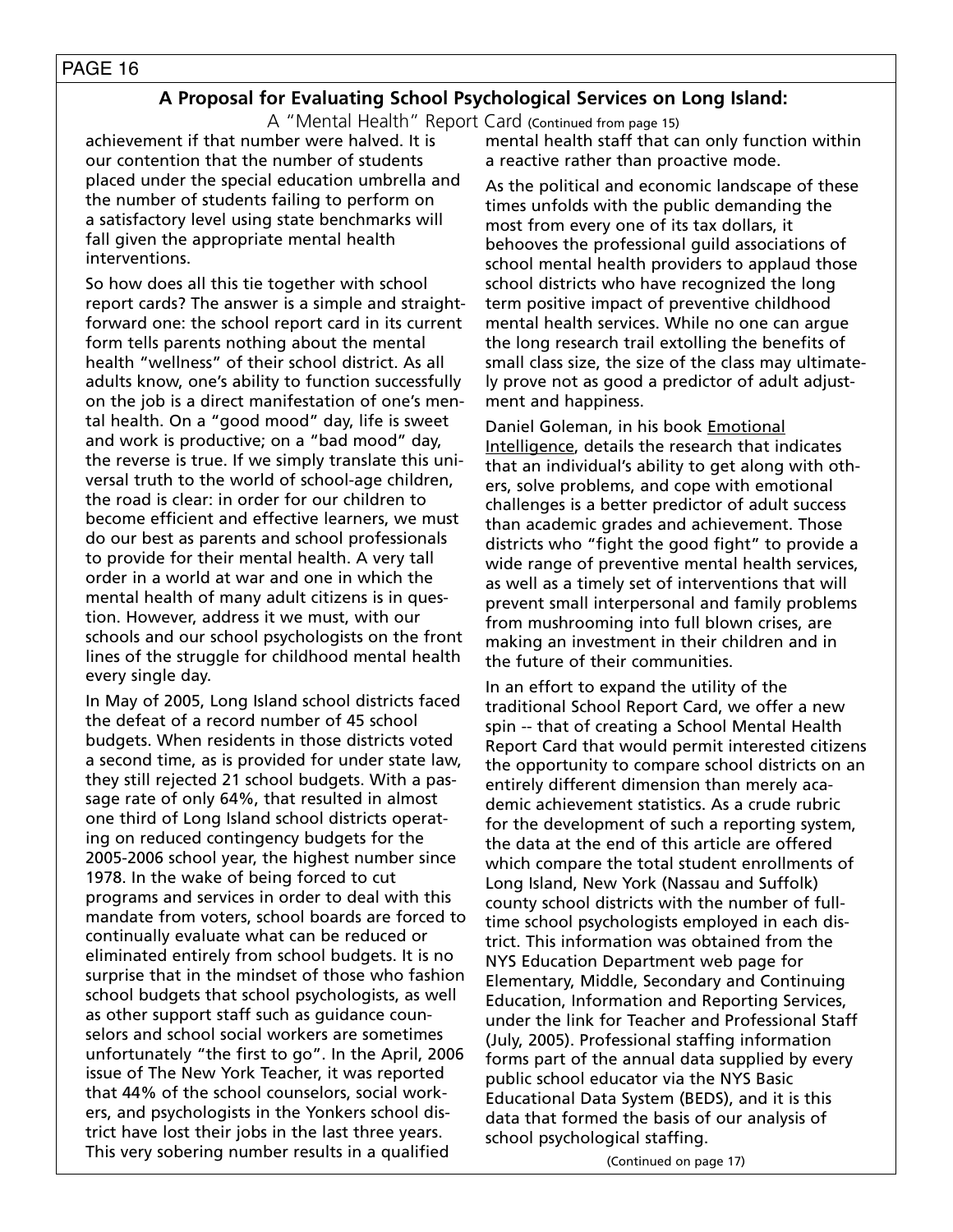## A Proposal for Evaluating School Psychological Services on Long Island:

A "Mental Health" Report Card (Continued from page 15)

achievement if that number were halved. It is our contention that the number of students placed under the special education umbrella and the number of students failing to perform on a satisfactory level using state benchmarks will fall given the appropriate mental health interventions.

So how does all this tie together with school report cards? The answer is a simple and straightforward one: the school report card in its current form tells parents nothing about the mental health "wellness" of their school district. As all adults know, one's ability to function successfully on the job is a direct manifestation of one's mental health. On a "good mood" day, life is sweet and work is productive; on a "bad mood" day, the reverse is true. If we simply translate this universal truth to the world of school-age children, the road is clear: in order for our children to become efficient and effective learners, we must do our best as parents and school professionals to provide for their mental health. A very tall order in a world at war and one in which the mental health of many adult citizens is in question. However, address it we must, with our schools and our school psychologists on the front lines of the struggle for childhood mental health every single day.

In May of 2005, Long Island school districts faced the defeat of a record number of 45 school budgets. When residents in those districts voted a second time, as is provided for under state law, they still rejected 21 school budgets. With a passage rate of only 64%, that resulted in almost one third of Long Island school districts operating on reduced contingency budgets for the 2005-2006 school year, the highest number since 1978. In the wake of being forced to cut programs and services in order to deal with this mandate from voters, school boards are forced to continually evaluate what can be reduced or eliminated entirely from school budgets. It is no surprise that in the mindset of those who fashion school budgets that school psychologists, as well as other support staff such as guidance counselors and school social workers are sometimes unfortunately "the first to go". In the April, 2006 issue of The New York Teacher, it was reported that 44% of the school counselors, social workers, and psychologists in the Yonkers school district have lost their jobs in the last three years. This very sobering number results in a qualified mental health staff that can only function within a reactive rather than proactive mode.

As the political and economic landscape of these times unfolds with the public demanding the most from every one of its tax dollars, it behooves the professional guild associations of school mental health providers to applaud those school districts who have recognized the long term positive impact of preventive childhood mental health services. While no one can argue the long research trail extolling the benefits of small class size, the size of the class may ultimately prove not as good a predictor of adult adjustment and happiness.

Daniel Goleman, in his book Emotional Intelligence, details the research that indicates that an individual's ability to get along with others, solve problems, and cope with emotional challenges is a better predictor of adult success than academic grades and achievement. Those districts who "fight the good fight" to provide a wide range of preventive mental health services, as well as a timely set of interventions that will prevent small interpersonal and family problems from mushrooming into full blown crises, are making an investment in their children and in the future of their communities.

In an effort to expand the utility of the traditional School Report Card, we offer a new spin -- that of creating a School Mental Health Report Card that would permit interested citizens the opportunity to compare school districts on an entirely different dimension than merely academic achievement statistics. As a crude rubric for the development of such a reporting system, the data at the end of this article are offered which compare the total student enrollments of Long Island, New York (Nassau and Suffolk) county school districts with the number of full-time school psychologists employed in each district. This information was obtained from the NYS Education Department web page for Elementary, Middle, Secondary and Continuing Education, Information and Reporting Services, under the link for Teacher and Professional Staff (July, 2005). Professional staffing information forms part of the annual data supplied by every public school educator via the NYS Basic Educational Data System (BEDS), and it is this data that formed the basis of our analysis of school psychological staffing.

(Continued on page 17)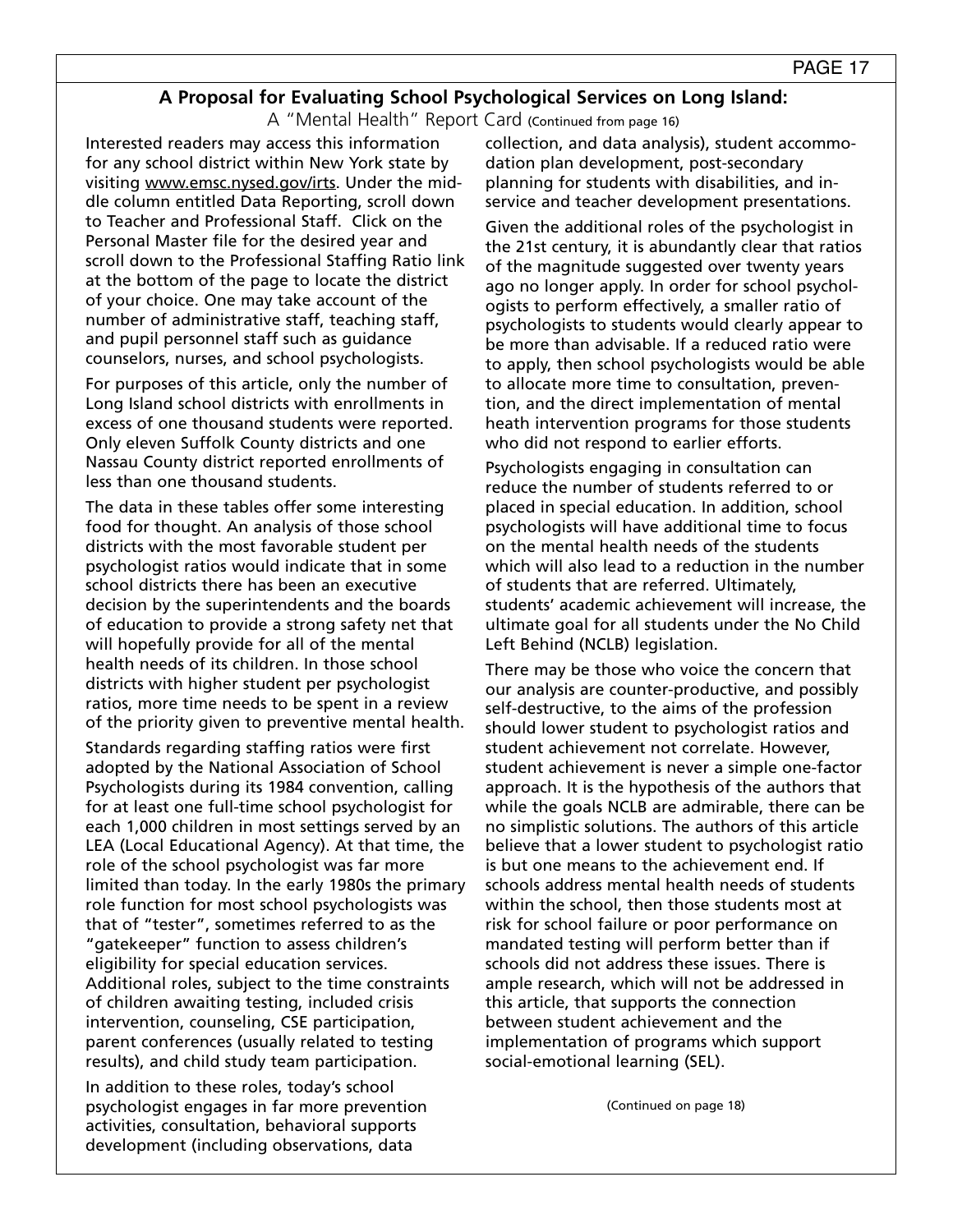## A Proposal for Evaluating School Psychological Services on Long Island:

A "Mental Health" Report Card (Continued from page 16)

Interested readers may access this information for any school district within New York state by visiting www.emsc.nysed.gov/irts. Under the middle column entitled Data Reporting, scroll down to Teacher and Professional Staff. Click on the Personal Master file for the desired year and scroll down to the Professional Staffing Ratio link at the bottom of the page to locate the district of your choice. One may take account of the number of administrative staff, teaching staff, and pupil personnel staff such as guidance counselors, nurses, and school psychologists.

For purposes of this article, only the number of Long Island school districts with enrollments in excess of one thousand students were reported. Only eleven Suffolk County districts and one Nassau County district reported enrollments of less than one thousand students.

The data in these tables offer some interesting food for thought. An analysis of those school districts with the most favorable student per psychologist ratios would indicate that in some school districts there has been an executive decision by the superintendents and the boards of education to provide a strong safety net that will hopefully provide for all of the mental health needs of its children. In those school districts with higher student per psychologist ratios, more time needs to be spent in a review of the priority given to preventive mental health.

Standards regarding staffing ratios were first adopted by the National Association of School Psychologists during its 1984 convention, calling for at least one full-time school psychologist for each 1,000 children in most settings served by an LEA (Local Educational Agency). At that time, the role of the school psychologist was far more limited than today. In the early 1980s the primary role function for most school psychologists was that of "tester", sometimes referred to as the "gatekeeper" function to assess children's eligibility for special education services. Additional roles, subject to the time constraints of children awaiting testing, included crisis intervention, counseling, CSE participation, parent conferences (usually related to testing results), and child study team participation.

In addition to these roles, today's school psychologist engages in far more prevention activities, consultation, behavioral supports development (including observations, data collection, and data analysis), student accommodation plan development, post-secondary planning for students with disabilities, and in-service and teacher development presentations.

Given the additional roles of the psychologist in the 21st century, it is abundantly clear that ratios of the magnitude suggested over twenty years ago no longer apply. In order for school psychologists to perform effectively, a smaller ratio of psychologists to students would clearly appear to be more than advisable. If a reduced ratio were to apply, then school psychologists would be able to allocate more time to consultation, prevention, and the direct implementation of mental heath intervention programs for those students who did not respond to earlier efforts.

Psychologists engaging in consultation can reduce the number of students referred to or placed in special education. In addition, school psychologists will have additional time to focus on the mental health needs of the students which will also lead to a reduction in the number of students that are referred. Ultimately, students' academic achievement will increase, the ultimate goal for all students under the No Child Left Behind (NCLB) legislation.

There may be those who voice the concern that our analysis are counter-productive, and possibly self-destructive, to the aims of the profession should lower student to psychologist ratios and student achievement not correlate. However, student achievement is never a simple one-factor approach. It is the hypothesis of the authors that while the goals NCLB are admirable, there can be no simplistic solutions. The authors of this article believe that a lower student to psychologist ratio is but one means to the achievement end. If schools address mental health needs of students within the school, then those students most at risk for school failure or poor performance on mandated testing will perform better than if schools did not address these issues. There is ample research, which will not be addressed in this article, that supports the connection between student achievement and the implementation of programs which support social-emotional learning (SEL).

(Continued on page 18)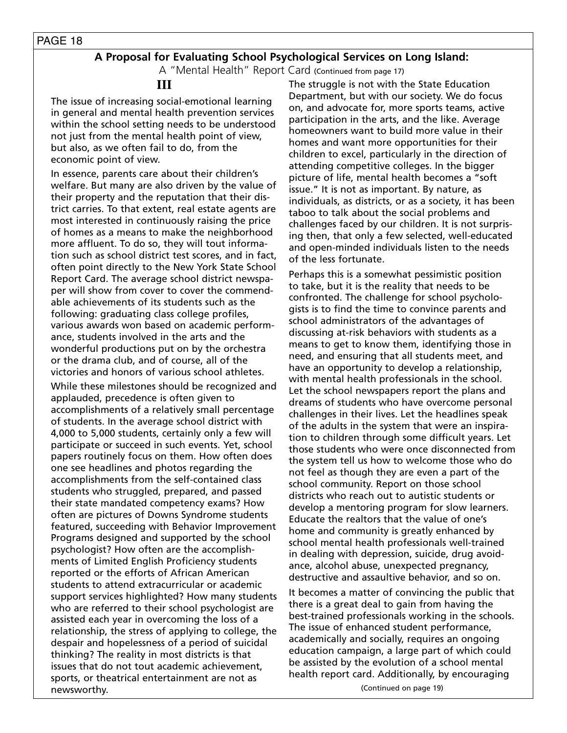## A Proposal for Evaluating School Psychological Services on Long Island:

A "Mental Health" Report Card (Continued from page 17)

### III

The issue of increasing social-emotional learning in general and mental health prevention services within the school setting needs to be understood not just from the mental health point of view, but also, as we often fail to do, from the economic point of view.

In essence, parents care about their children's welfare. But many are also driven by the value of their property and the reputation that their district carries. To that extent, real estate agents are most interested in continuously raising the price of homes as a means to make the neighborhood more affluent. To do so, they will tout information such as school district test scores, and in fact, often point directly to the New York State School Report Card. The average school district newspaper will show from cover to cover the commendable achievements of its students such as the following: graduating class college profiles, various awards won based on academic performance, students involved in the arts and the wonderful productions put on by the orchestra or the drama club, and of course, all of the victories and honors of various school athletes.

While these milestones should be recognized and applauded, precedence is often given to accomplishments of a relatively small percentage of students. In the average school district with 4,000 to 5,000 students, certainly only a few will participate or succeed in such events. Yet, school papers routinely focus on them. How often does one see headlines and photos regarding the accomplishments from the self-contained class students who struggled, prepared, and passed their state mandated competency exams? How often are pictures of Downs Syndrome students featured, succeeding with Behavior Improvement Programs designed and supported by the school psychologist? How often are the accomplishments of Limited English Proficiency students reported or the efforts of African American students to attend extracurricular or academic support services highlighted? How many students who are referred to their school psychologist are assisted each year in overcoming the loss of a relationship, the stress of applying to college, the despair and hopelessness of a period of suicidal thinking? The reality in most districts is that issues that do not tout academic achievement, sports, or theatrical entertainment are not as newsworthy.

The struggle is not with the State Education Department, but with our society. We do focus on, and advocate for, more sports teams, active participation in the arts, and the like. Average homeowners want to build more value in their homes and want more opportunities for their children to excel, particularly in the direction of attending competitive colleges. In the bigger picture of life, mental health becomes a "soft issue." It is not as important. By nature, as individuals, as districts, or as a society, it has been taboo to talk about the social problems and challenges faced by our children. It is not surprising then, that only a few selected, well-educated and open-minded individuals listen to the needs of the less fortunate.

Perhaps this is a somewhat pessimistic position to take, but it is the reality that needs to be confronted. The challenge for school psychologists is to find the time to convince parents and school administrators of the advantages of discussing at-risk behaviors with students as a means to get to know them, identifying those in need, and ensuring that all students meet, and have an opportunity to develop a relationship, with mental health professionals in the school. Let the school newspapers report the plans and dreams of students who have overcome personal challenges in their lives. Let the headlines speak of the adults in the system that were an inspiration to children through some difficult years. Let those students who were once disconnected from the system tell us how to welcome those who do not feel as though they are even a part of the school community. Report on those school districts who reach out to autistic students or develop a mentoring program for slow learners. Educate the realtors that the value of one's home and community is greatly enhanced by school mental health professionals well-trained in dealing with depression, suicide, drug avoidance, alcohol abuse, unexpected pregnancy, destructive and assaultive behavior, and so on.

It becomes a matter of convincing the public that there is a great deal to gain from having the best-trained professionals working in the schools. The issue of enhanced student performance, academically and socially, requires an ongoing education campaign, a large part of which could be assisted by the evolution of a school mental health report card. Additionally, by encouraging

(Continued on page 19)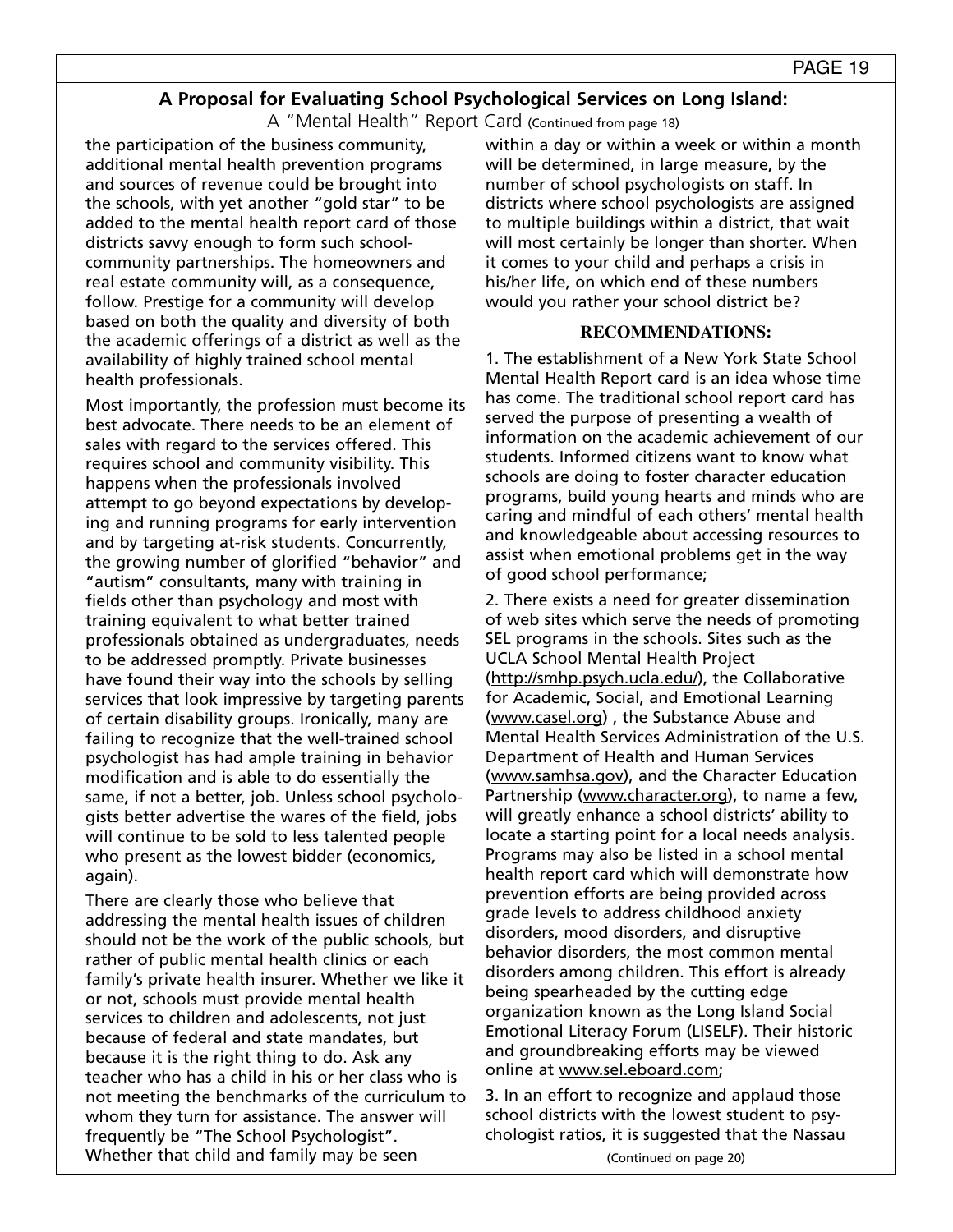## A Proposal for Evaluating School Psychological Services on Long Island:

A "Mental Health" Report Card (Continued from page 18)

the participation of the business community, additional mental health prevention programs and sources of revenue could be brought into the schools, with yet another "gold star" to be added to the mental health report card of those districts savvy enough to form such school-community partnerships. The homeowners and real estate community will, as a consequence, follow. Prestige for a community will develop based on both the quality and diversity of both the academic offerings of a district as well as the availability of highly trained school mental health professionals.

Most importantly, the profession must become its best advocate. There needs to be an element of sales with regard to the services offered. This requires school and community visibility. This happens when the professionals involved attempt to go beyond expectations by developing and running programs for early intervention and by targeting at-risk students. Concurrently, the growing number of glorified "behavior" and "autism" consultants, many with training in fields other than psychology and most with training equivalent to what better trained professionals obtained as undergraduates, needs to be addressed promptly. Private businesses have found their way into the schools by selling services that look impressive by targeting parents of certain disability groups. Ironically, many are failing to recognize that the well-trained school psychologist has had ample training in behavior modification and is able to do essentially the same, if not a better, job. Unless school psychologists better advertise the wares of the field, jobs will continue to be sold to less talented people who present as the lowest bidder (economics, again).

There are clearly those who believe that addressing the mental health issues of children should not be the work of the public schools, but rather of public mental health clinics or each family's private health insurer. Whether we like it or not, schools must provide mental health services to children and adolescents, not just because of federal and state mandates, but because it is the right thing to do. Ask any teacher who has a child in his or her class who is not meeting the benchmarks of the curriculum to whom they turn for assistance. The answer will frequently be "The School Psychologist". Whether that child and family may be seen within a day or within a week or within a month will be determined, in large measure, by the number of school psychologists on staff. In districts where school psychologists are assigned to multiple buildings within a district, that wait will most certainly be longer than shorter. When it comes to your child and perhaps a crisis in his/her life, on which end of these numbers would you rather your school district be?

### RECOMMENDATIONS:

1. The establishment of a New York State School Mental Health Report card is an idea whose time has come. The traditional school report card has served the purpose of presenting a wealth of information on the academic achievement of our students. Informed citizens want to know what schools are doing to foster character education programs, build young hearts and minds who are caring and mindful of each others' mental health and knowledgeable about accessing resources to assist when emotional problems get in the way of good school performance;

2. There exists a need for greater dissemination of web sites which serve the needs of promoting SEL programs in the schools. Sites such as the UCLA School Mental Health Project (http://smhp.psych.ucla.edu/), the Collaborative for Academic, Social, and Emotional Learning (www.casel.org) , the Substance Abuse and Mental Health Services Administration of the U.S. Department of Health and Human Services (www.samhsa.gov), and the Character Education Partnership (www.character.org), to name a few, will greatly enhance a school districts' ability to locate a starting point for a local needs analysis. Programs may also be listed in a school mental health report card which will demonstrate how prevention efforts are being provided across grade levels to address childhood anxiety disorders, mood disorders, and disruptive behavior disorders, the most common mental disorders among children. This effort is already being spearheaded by the cutting edge organization known as the Long Island Social Emotional Literacy Forum (LISELF). Their historic and groundbreaking efforts may be viewed online at www.sel.eboard.com;

3. In an effort to recognize and applaud those school districts with the lowest student to psychologist ratios, it is suggested that the Nassau

(Continued on page 20)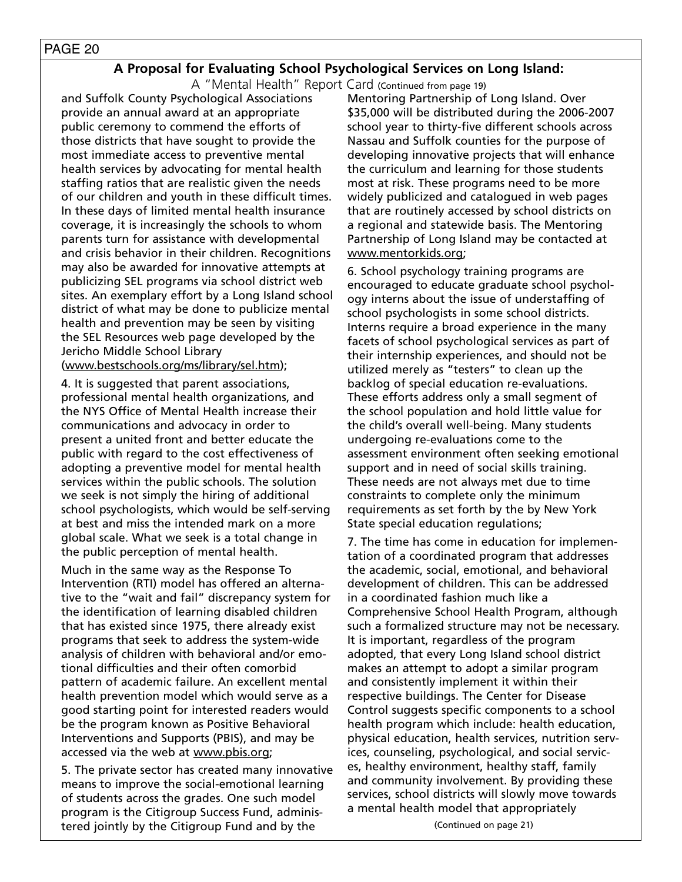## A Proposal for Evaluating School Psychological Services on Long Island:

A "Mental Health" Report Card (Continued from page 19)

and Suffolk County Psychological Associations provide an annual award at an appropriate public ceremony to commend the efforts of those districts that have sought to provide the most immediate access to preventive mental health services by advocating for mental health staffing ratios that are realistic given the needs of our children and youth in these difficult times. In these days of limited mental health insurance coverage, it is increasingly the schools to whom parents turn for assistance with developmental and crisis behavior in their children. Recognitions may also be awarded for innovative attempts at publicizing SEL programs via school district web sites. An exemplary effort by a Long Island school district of what may be done to publicize mental health and prevention may be seen by visiting the SEL Resources web page developed by the Jericho Middle School Library (www.bestschools.org/ms/library/sel.htm);

4. It is suggested that parent associations, professional mental health organizations, and the NYS Office of Mental Health increase their communications and advocacy in order to present a united front and better educate the public with regard to the cost effectiveness of adopting a preventive model for mental health services within the public schools. The solution we seek is not simply the hiring of additional school psychologists, which would be self-serving at best and miss the intended mark on a more global scale. What we seek is a total change in the public perception of mental health.

Much in the same way as the Response To Intervention (RTI) model has offered an alternative to the "wait and fail" discrepancy system for the identification of learning disabled children that has existed since 1975, there already exist programs that seek to address the system-wide analysis of children with behavioral and/or emotional difficulties and their often comorbid pattern of academic failure. An excellent mental health prevention model which would serve as a good starting point for interested readers would be the program known as Positive Behavioral Interventions and Supports (PBIS), and may be accessed via the web at www.pbis.org;

5. The private sector has created many innovative means to improve the social-emotional learning of students across the grades. One such model program is the Citigroup Success Fund, administered jointly by the Citigroup Fund and by the Mentoring Partnership of Long Island. Over $35,000 will be distributed during the 2006-2007 school year to thirty-five different schools across Nassau and Suffolk counties for the purpose of developing innovative projects that will enhance the curriculum and learning for those students most at risk. These programs need to be more widely publicized and catalogued in web pages that are routinely accessed by school districts on a regional and statewide basis. The Mentoring Partnership of Long Island may be contacted at www.mentorkids.org;

6. School psychology training programs are encouraged to educate graduate school psychology interns about the issue of understaffing of school psychologists in some school districts. Interns require a broad experience in the many facets of school psychological services as part of their internship experiences, and should not be utilized merely as "testers" to clean up the backlog of special education re-evaluations. These efforts address only a small segment of the school population and hold little value for the child's overall well-being. Many students undergoing re-evaluations come to the assessment environment often seeking emotional support and in need of social skills training. These needs are not always met due to time constraints to complete only the minimum requirements as set forth by the by New York State special education regulations;

7. The time has come in education for implementation of a coordinated program that addresses the academic, social, emotional, and behavioral development of children. This can be addressed in a coordinated fashion much like a Comprehensive School Health Program, although such a formalized structure may not be necessary. It is important, regardless of the program adopted, that every Long Island school district makes an attempt to adopt a similar program and consistently implement it within their respective buildings. The Center for Disease Control suggests specific components to a school health program which include: health education, physical education, health services, nutrition services, counseling, psychological, and social services, healthy environment, healthy staff, family and community involvement. By providing these services, school districts will slowly move towards a mental health model that appropriately

(Continued on page 21)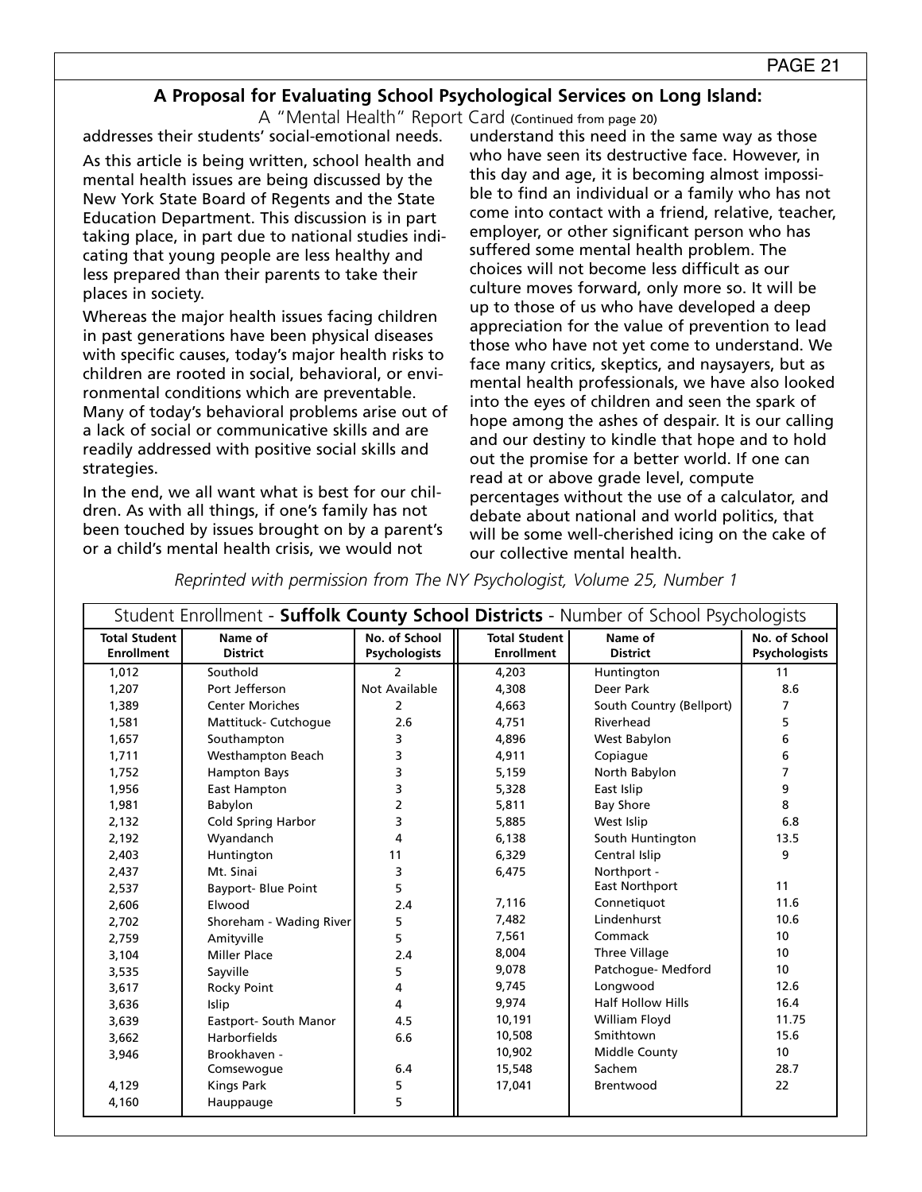### A Proposal for Evaluating School Psychological Services on Long Island:

A "Mental Health" Report Card (Continued from page 20)

addresses their students' social-emotional needs.

As this article is being written, school health and mental health issues are being discussed by the New York State Board of Regents and the State Education Department. This discussion is in part taking place, in part due to national studies indicating that young people are less healthy and less prepared than their parents to take their places in society.

Whereas the major health issues facing children in past generations have been physical diseases with specific causes, today's major health risks to children are rooted in social, behavioral, or environmental conditions which are preventable. Many of today's behavioral problems arise out of a lack of social or communicative skills and are readily addressed with positive social skills and strategies.

In the end, we all want what is best for our children. As with all things, if one's family has not been touched by issues brought on by a parent's or a child's mental health crisis, we would not understand this need in the same way as those who have seen its destructive face. However, in this day and age, it is becoming almost impossible to find an individual or a family who has not come into contact with a friend, relative, teacher, employer, or other significant person who has suffered some mental health problem. The choices will not become less difficult as our culture moves forward, only more so. It will be up to those of us who have developed a deep appreciation for the value of prevention to lead those who have not yet come to understand. We face many critics, skeptics, and naysayers, but as mental health professionals, we have also looked into the eyes of children and seen the spark of hope among the ashes of despair. It is our calling and our destiny to kindle that hope and to hold out the promise for a better world. If one can read at or above grade level, compute percentages without the use of a calculator, and debate about national and world politics, that will be some well-cherished icing on the cake of our collective mental health.

*Reprinted with permission from The NY Psychologist, Volume 25, Number 1*

Student Enrollment - **Suffolk County School Districts** - Number of School Psychologists

| Total Student Enrollment | Name of District | No. of School Psychologists | Total Student Enrollment | Name of District | No. of School Psychologists |
|---|---|---|---|---|---|
| 1,012 | Southold | 2 | 4,203 | Huntington | 11 |
| 1,207 | Port Jefferson | Not Available | 4,308 | Deer Park | 8.6 |
| 1,389 | Center Moriches | 2 | 4,663 | South Country (Bellport) | 7 |
| 1,581 | Mattituck- Cutchogue | 2.6 | 4,751 | Riverhead | 5 |
| 1,657 | Southampton | 3 | 4,896 | West Babylon | 6 |
| 1,711 | Westhampton Beach | 3 | 4,911 | Copiague | 6 |
| 1,752 | Hampton Bays | 3 | 5,159 | North Babylon | 7 |
| 1,956 | East Hampton | 3 | 5,328 | East Islip | 9 |
| 1,981 | Babylon | 2 | 5,811 | Bay Shore | 8 |
| 2,132 | Cold Spring Harbor | 3 | 5,885 | West Islip | 6.8 |
| 2,192 | Wyandanch | 4 | 6,138 | South Huntington | 13.5 |
| 2,403 | Huntington | 11 | 6,329 | Central Islip | 9 |
| 2,437 | Mt. Sinai | 3 | 6,475 | Northport - East Northport | 11 |
| 2,537 | Bayport- Blue Point | 5 | | | |
| 2,606 | Elwood | 2.4 | 7,116 | Connetiquot | 11.6 |
| 2,702 | Shoreham - Wading River | 5 | 7,482 | Lindenhurst | 10.6 |
| 2,759 | Amityville | 5 | 7,561 | Commack | 10 |
| 3,104 | Miller Place | 2.4 | 8,004 | Three Village | 10 |
| 3,535 | Sayville | 5 | 9,078 | Patchogue- Medford | 10 |
| 3,617 | Rocky Point | 4 | 9,745 | Longwood | 12.6 |
| 3,636 | Islip | 4 | 9,974 | Half Hollow Hills | 16.4 |
| 3,639 | Eastport- South Manor | 4.5 | 10,191 | William Floyd | 11.75 |
| 3,662 | Harborfields | 6.6 | 10,508 | Smithtown | 15.6 |
| 3,946 | Brookhaven - Comsewogue | 6.4 | 10,902 | Middle County | 10 |
| | | | 15,548 | Sachem | 28.7 |
| 4,129 | Kings Park | 5 | 17,041 | Brentwood | 22 |
| 4,160 | Hauppauge | 5 | | | |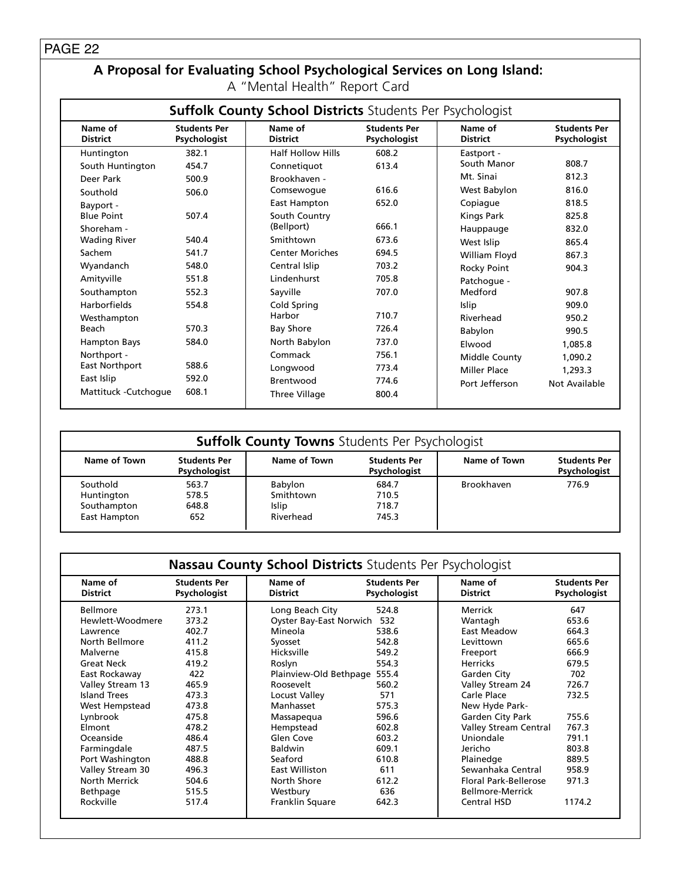## A Proposal for Evaluating School Psychological Services on Long Island:

A "Mental Health" Report Card

| **Suffolk County School Districts** Students Per Psychologist | | | | | |
|---|---|---|---|---|---|
| **Name of District** | **Students Per Psychologist** | **Name of District** | **Students Per Psychologist** | **Name of District** | **Students Per Psychologist** |
| Huntington | 382.1 | Half Hollow Hills | 608.2 | Eastport - South Manor | 808.7 |
| South Huntington | 454.7 | Connetiquot | 613.4 | Mt. Sinai | 812.3 |
| Deer Park | 500.9 | Brookhaven - Comsewogue | 616.6 | West Babylon | 816.0 |
| Southold | 506.0 | East Hampton | 652.0 | Copiague | 818.5 |
| Bayport - Blue Point | 507.4 | South Country (Bellport) | 666.1 | Kings Park | 825.8 |
| Shoreham - Wading River | 540.4 | Smithtown | 673.6 | Hauppauge | 832.0 |
| Sachem | 541.7 | Center Moriches | 694.5 | West Islip | 865.4 |
| Wyandanch | 548.0 | Central Islip | 703.2 | William Floyd | 867.3 |
| Amityville | 551.8 | Lindenhurst | 705.8 | Rocky Point | 904.3 |
| Southampton | 552.3 | Sayville | 707.0 | Patchogue - Medford | 907.8 |
| Harborfields | 554.8 | Cold Spring Harbor | 710.7 | Islip | 909.0 |
| Westhampton Beach | 570.3 | Bay Shore | 726.4 | Riverhead | 950.2 |
| Hampton Bays | 584.0 | North Babylon | 737.0 | Babylon | 990.5 |
| Northport - East Northport | 588.6 | Commack | 756.1 | Elwood | 1,085.8 |
| East Islip | 592.0 | Longwood | 773.4 | Middle County | 1,090.2 |
| Mattituck -Cutchogue | 608.1 | Brentwood | 774.6 | Miller Place | 1,293.3 |
| | | Three Village | 800.4 | Port Jefferson | Not Available |

| **Suffolk County Towns** Students Per Psychologist | | | | | |
|---|---|---|---|---|---|
| **Name of Town** | **Students Per Psychologist** | **Name of Town** | **Students Per Psychologist** | **Name of Town** | **Students Per Psychologist** |
| Southold | 563.7 | Babylon | 684.7 | Brookhaven | 776.9 |
| Huntington | 578.5 | Smithtown | 710.5 | | |
| Southampton | 648.8 | Islip | 718.7 | | |
| East Hampton | 652 | Riverhead | 745.3 | | |

| **Nassau County School Districts** Students Per Psychologist | | | | | |
|---|---|---|---|---|---|
| **Name of District** | **Students Per Psychologist** | **Name of District** | **Students Per Psychologist** | **Name of District** | **Students Per Psychologist** |
| Bellmore | 273.1 | Long Beach City | 524.8 | Merrick | 647 |
| Hewlett-Woodmere | 373.2 | Oyster Bay-East Norwich | 532 | Wantagh | 653.6 |
| Lawrence | 402.7 | Mineola | 538.6 | East Meadow | 664.3 |
| North Bellmore | 411.2 | Syosset | 542.8 | Levittown | 665.6 |
| Malverne | 415.8 | Hicksville | 549.2 | Freeport | 666.9 |
| Great Neck | 419.2 | Roslyn | 554.3 | Herricks | 679.5 |
| East Rockaway | 422 | Plainview-Old Bethpage | 555.4 | Garden City | 702 |
| Valley Stream 13 | 465.9 | Roosevelt | 560.2 | Valley Stream 24 | 726.7 |
| Island Trees | 473.3 | Locust Valley | 571 | Carle Place | 732.5 |
| West Hempstead | 473.8 | Manhasset | 575.3 | New Hyde Park-Garden City Park | 755.6 |
| Lynbrook | 475.8 | Massapequa | 596.6 | Valley Stream Central | 767.3 |
| Elmont | 478.2 | Hempstead | 602.8 | Uniondale | 791.1 |
| Oceanside | 486.4 | Glen Cove | 603.2 | Jericho | 803.8 |
| Farmingdale | 487.5 | Baldwin | 609.1 | Plainedge | 889.5 |
| Port Washington | 488.8 | Seaford | 610.8 | Sewanhaka Central | 958.9 |
| Valley Stream 30 | 496.3 | East Williston | 611 | Floral Park-Bellerose | 971.3 |
| North Merrick | 504.6 | North Shore | 612.2 | Bellmore-Merrick Central HSD | 1174.2 |
| Bethpage | 515.5 | Westbury | 636 | | |
| Rockville | 517.4 | Franklin Square | 642.3 | | |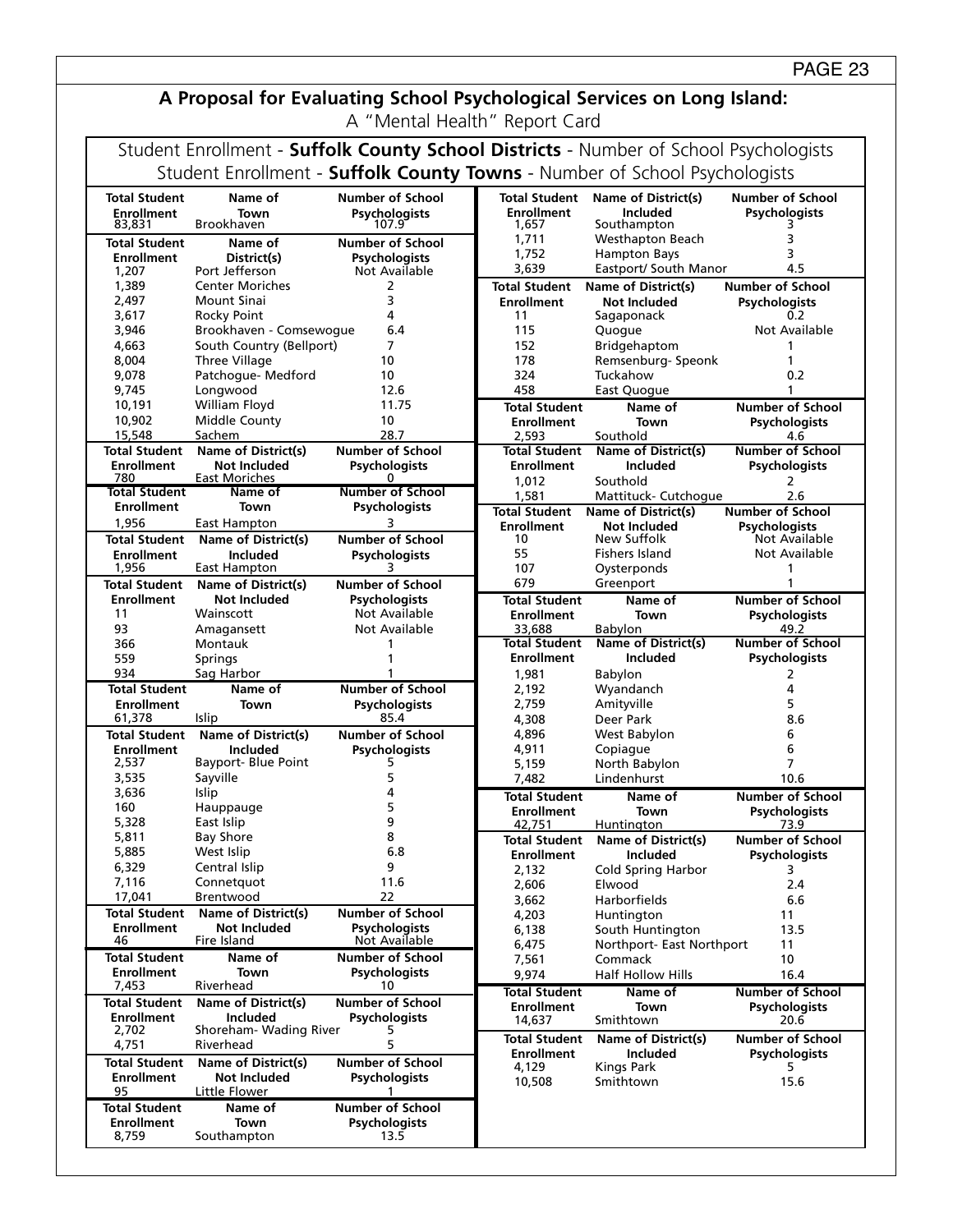## A Proposal for Evaluating School Psychological Services on Long Island:

A "Mental Health" Report Card

### Student Enrollment - **Suffolk County School Districts** - Number of School Psychologists
### Student Enrollment - **Suffolk County Towns** - Number of School Psychologists

| Total Student Enrollment | Name of Town | Number of School Psychologists |
|---|---|---|
| 83,831 | Brookhaven | 107.9 |

| Total Student Enrollment | Name of District(s) | Number of School Psychologists |
|---|---|---|
| 1,207 | Port Jefferson | Not Available |
| 1,389 | Center Moriches | 2 |
| 2,497 | Mount Sinai | 3 |
| 3,617 | Rocky Point | 4 |
| 3,946 | Brookhaven - Comsewogue | 6.4 |
| 4,663 | South Country (Bellport) | 7 |
| 8,004 | Three Village | 10 |
| 9,078 | Patchogue- Medford | 10 |
| 9,745 | Longwood | 12.6 |
| 10,191 | William Floyd | 11.75 |
| 10,902 | Middle County | 10 |
| 15,548 | Sachem | 28.7 |

| Total Student Enrollment | Name of District(s) Not Included | Number of School Psychologists |
|---|---|---|
| 780 | East Moriches | 0 |

| Total Student Enrollment | Name of Town | Number of School Psychologists |
|---|---|---|
| 1,956 | East Hampton | 3 |

| Total Student Enrollment | Name of District(s) Included | Number of School Psychologists |
|---|---|---|
| 1,956 | East Hampton | 3 |

| Total Student Enrollment | Name of District(s) Not Included | Number of School Psychologists |
|---|---|---|
| 11 | Wainscott | Not Available |
| 93 | Amagansett | Not Available |
| 366 | Montauk | 1 |
| 559 | Springs | 1 |
| 934 | Sag Harbor | 1 |

| Total Student Enrollment | Name of Town | Number of School Psychologists |
|---|---|---|
| 61,378 | Islip | 85.4 |

| Total Student Enrollment | Name of District(s) Included | Number of School Psychologists |
|---|---|---|
| 2,537 | Bayport- Blue Point | 5 |
| 3,535 | Sayville | 5 |
| 3,636 | Islip | 4 |
| 160 | Hauppauge | 5 |
| 5,328 | East Islip | 9 |
| 5,811 | Bay Shore | 8 |
| 5,885 | West Islip | 6.8 |
| 6,329 | Central Islip | 9 |
| 7,116 | Connetquot | 11.6 |
| 17,041 | Brentwood | 22 |

| Total Student Enrollment | Name of District(s) Not Included | Number of School Psychologists |
|---|---|---|
| 46 | Fire Island | Not Available |

| Total Student Enrollment | Name of Town | Number of School Psychologists |
|---|---|---|
| 7,453 | Riverhead | 10 |

| Total Student Enrollment | Name of District(s) Included | Number of School Psychologists |
|---|---|---|
| 2,702 | Shoreham- Wading River | 5 |
| 4,751 | Riverhead | 5 |

| Total Student Enrollment | Name of District(s) Not Included | Number of School Psychologists |
|---|---|---|
| 95 | Little Flower | 1 |

| Total Student Enrollment | Name of Town | Number of School Psychologists |
|---|---|---|
| 8,759 | Southampton | 13.5 |

| Total Student Enrollment | Name of District(s) Included | Number of School Psychologists |
|---|---|---|
| 1,657 | Southampton | 3 |
| 1,711 | Westhapton Beach | 3 |
| 1,752 | Hampton Bays | 3 |
| 3,639 | Eastport/ South Manor | 4.5 |

| Total Student Enrollment | Name of District(s) Not Included | Number of School Psychologists |
|---|---|---|
| 11 | Sagaponack | 0.2 |
| 115 | Quogue | Not Available |
| 152 | Bridgehaptom | 1 |
| 178 | Remsenburg- Speonk | 1 |
| 324 | Tuckahow | 0.2 |
| 458 | East Quogue | 1 |

| Total Student Enrollment | Name of Town | Number of School Psychologists |
|---|---|---|
| 2,593 | Southold | 4.6 |

| Total Student Enrollment | Name of District(s) Included | Number of School Psychologists |
|---|---|---|
| 1,012 | Southold | 2 |
| 1,581 | Mattituck- Cutchogue | 2.6 |

| Total Student Enrollment | Name of District(s) Not Included | Number of School Psychologists |
|---|---|---|
| 10 | New Suffolk | Not Available |
| 55 | Fishers Island | Not Available |
| 107 | Oysterponds | 1 |
| 679 | Greenport | 1 |

| Total Student Enrollment | Name of Town | Number of School Psychologists |
|---|---|---|
| 33,688 | Babylon | 49.2 |

| Total Student Enrollment | Name of District(s) Included | Number of School Psychologists |
|---|---|---|
| 1,981 | Babylon | 2 |
| 2,192 | Wyandanch | 4 |
| 2,759 | Amityville | 5 |
| 4,308 | Deer Park | 8.6 |
| 4,896 | West Babylon | 6 |
| 4,911 | Copiague | 6 |
| 5,159 | North Babylon | 7 |
| 7,482 | Lindenhurst | 10.6 |

| Total Student Enrollment | Name of Town | Number of School Psychologists |
|---|---|---|
| 42,751 | Huntington | 73.9 |

| Total Student Enrollment | Name of District(s) Included | Number of School Psychologists |
|---|---|---|
| 2,132 | Cold Spring Harbor | 3 |
| 2,606 | Elwood | 2.4 |
| 3,662 | Harborfields | 6.6 |
| 4,203 | Huntington | 11 |
| 6,138 | South Huntington | 13.5 |
| 6,475 | Northport- East Northport | 11 |
| 7,561 | Commack | 10 |
| 9,974 | Half Hollow Hills | 16.4 |

| Total Student Enrollment | Name of Town | Number of School Psychologists |
|---|---|---|
| 14,637 | Smithtown | 20.6 |

| Total Student Enrollment | Name of District(s) Included | Number of School Psychologists |
|---|---|---|
| 4,129 | Kings Park | 5 |
| 10,508 | Smithtown | 15.6 |